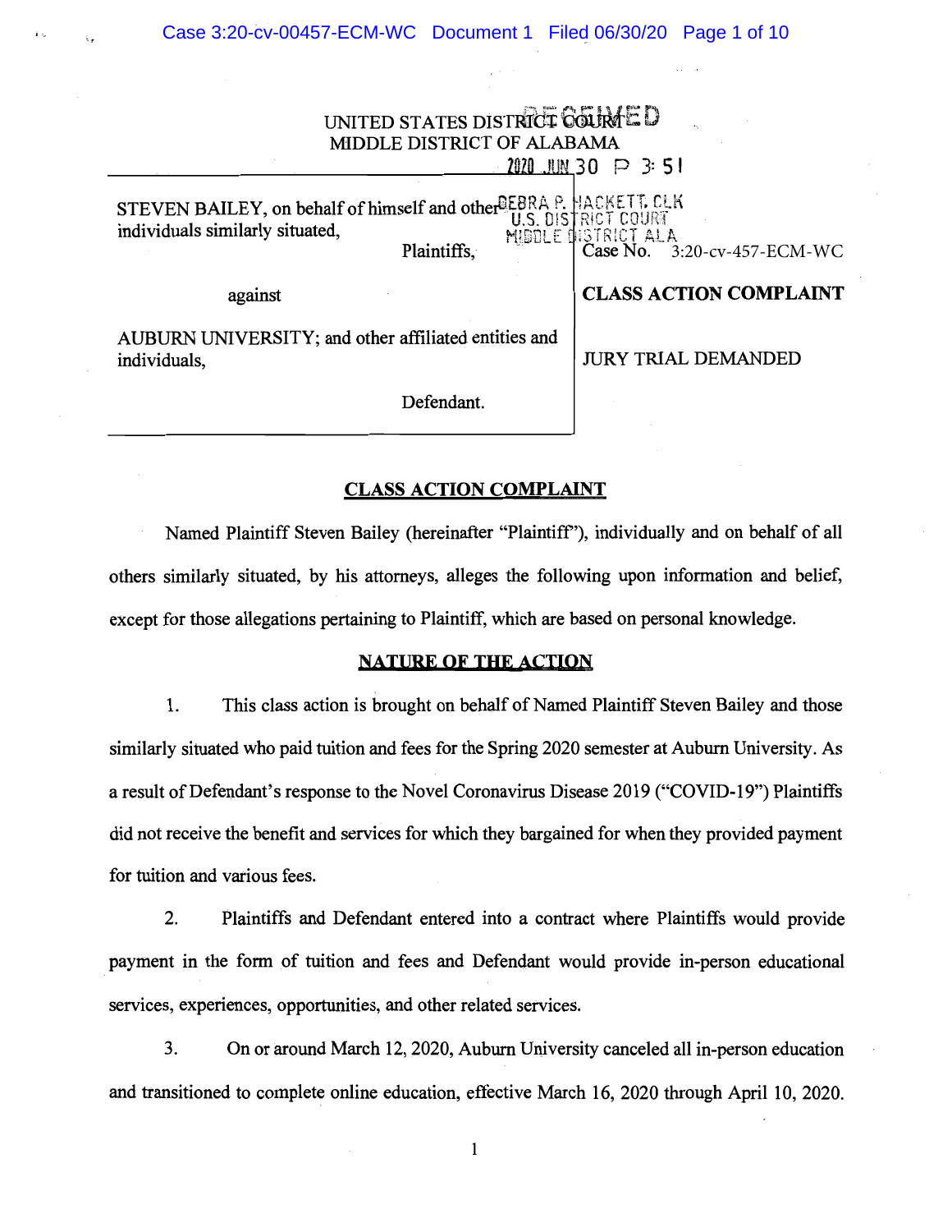UNITED STATES DISTRICT COURT
MIDDLE DISTRICT OF ALABAMA

RECEIVED
2020 JUN 30 P 3:51
DEBRA P. HACKETT, CLK
U.S. DISTRICT COURT
MIDDLE DISTRICT ALA

STEVEN BAILEY, on behalf of himself and other individuals similarly situated,

Plaintiffs,

against

AUBURN UNIVERSITY; and other affiliated entities and individuals,

Defendant.

Case No. 3:20-cv-457-ECM-WC

**CLASS ACTION COMPLAINT**

JURY TRIAL DEMANDED

## CLASS ACTION COMPLAINT

Named Plaintiff Steven Bailey (hereinafter "Plaintiff"), individually and on behalf of all others similarly situated, by his attorneys, alleges the following upon information and belief, except for those allegations pertaining to Plaintiff, which are based on personal knowledge.

## NATURE OF THE ACTION

1. This class action is brought on behalf of Named Plaintiff Steven Bailey and those similarly situated who paid tuition and fees for the Spring 2020 semester at Auburn University. As a result of Defendant's response to the Novel Coronavirus Disease 2019 ("COVID-19") Plaintiffs did not receive the benefit and services for which they bargained for when they provided payment for tuition and various fees.

2. Plaintiffs and Defendant entered into a contract where Plaintiffs would provide payment in the form of tuition and fees and Defendant would provide in-person educational services, experiences, opportunities, and other related services.

3. On or around March 12, 2020, Auburn University canceled all in-person education and transitioned to complete online education, effective March 16, 2020 through April 10, 2020.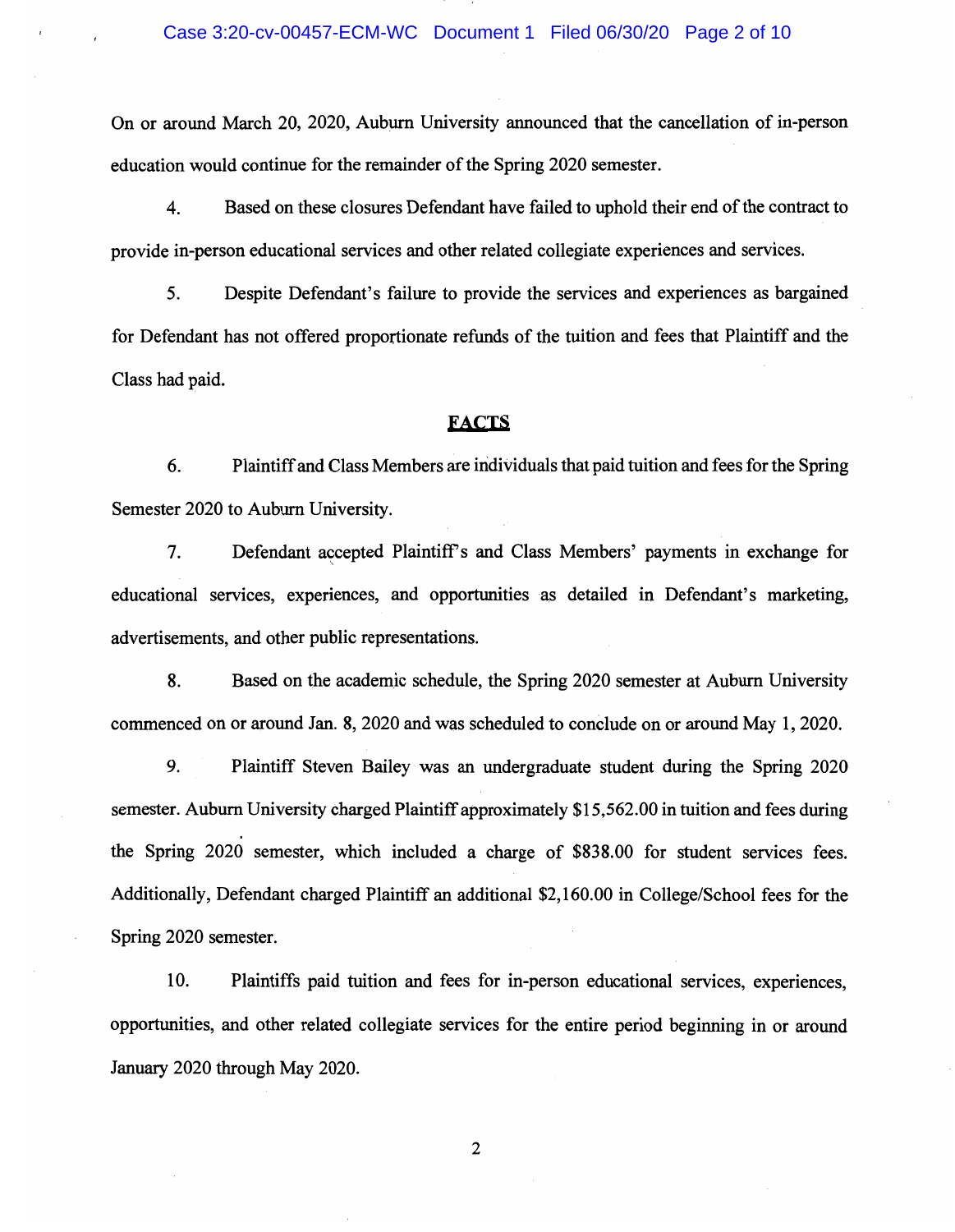On or around March 20, 2020, Auburn University announced that the cancellation of in-person education would continue for the remainder of the Spring 2020 semester.

4. Based on these closures Defendant have failed to uphold their end of the contract to provide in-person educational services and other related collegiate experiences and services.

5. Despite Defendant's failure to provide the services and experiences as bargained for Defendant has not offered proportionate refunds of the tuition and fees that Plaintiff and the Class had paid.

## FACTS

6. Plaintiff and Class Members are individuals that paid tuition and fees for the Spring Semester 2020 to Auburn University.

7. Defendant accepted Plaintiff's and Class Members' payments in exchange for educational services, experiences, and opportunities as detailed in Defendant's marketing, advertisements, and other public representations.

8. Based on the academic schedule, the Spring 2020 semester at Auburn University commenced on or around Jan. 8, 2020 and was scheduled to conclude on or around May 1, 2020.

9. Plaintiff Steven Bailey was an undergraduate student during the Spring 2020 semester. Auburn University charged Plaintiff approximately $15,562.00 in tuition and fees during the Spring 2020 semester, which included a charge of $838.00 for student services fees. Additionally, Defendant charged Plaintiff an additional $2,160.00 in College/School fees for the Spring 2020 semester.

10. Plaintiffs paid tuition and fees for in-person educational services, experiences, opportunities, and other related collegiate services for the entire period beginning in or around January 2020 through May 2020.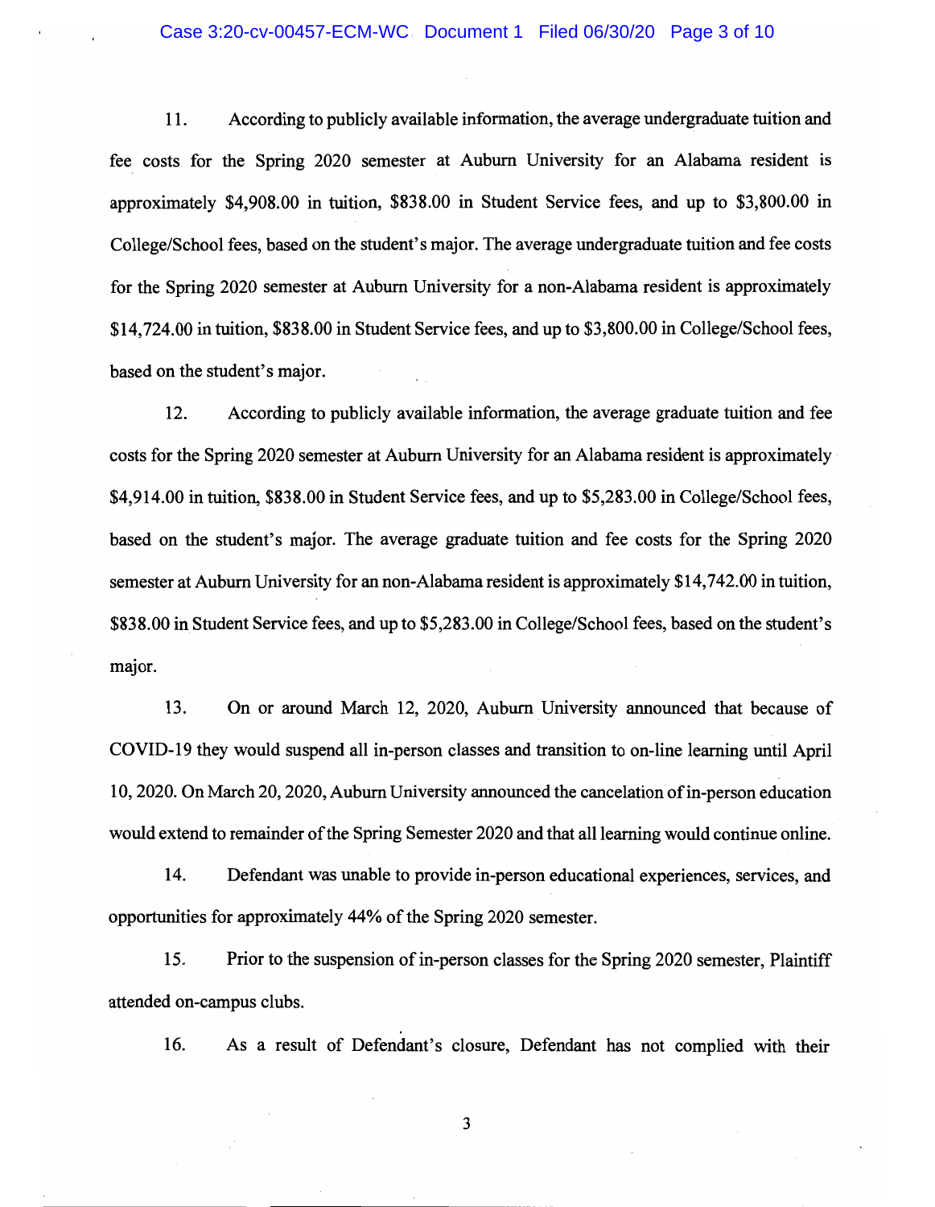11. According to publicly available information, the average undergraduate tuition and fee costs for the Spring 2020 semester at Auburn University for an Alabama resident is approximately $4,908.00 in tuition, $838.00 in Student Service fees, and up to $3,800.00 in College/School fees, based on the student's major. The average undergraduate tuition and fee costs for the Spring 2020 semester at Auburn University for a non-Alabama resident is approximately $14,724.00 in tuition, $838.00 in Student Service fees, and up to $3,800.00 in College/School fees, based on the student's major.

12. According to publicly available information, the average graduate tuition and fee costs for the Spring 2020 semester at Auburn University for an Alabama resident is approximately $4,914.00 in tuition, $838.00 in Student Service fees, and up to $5,283.00 in College/School fees, based on the student's major. The average graduate tuition and fee costs for the Spring 2020 semester at Auburn University for an non-Alabama resident is approximately $14,742.00 in tuition, $838.00 in Student Service fees, and up to $5,283.00 in College/School fees, based on the student's major.

13. On or around March 12, 2020, Auburn University announced that because of COVID-19 they would suspend all in-person classes and transition to on-line learning until April 10, 2020. On March 20, 2020, Auburn University announced the cancelation of in-person education would extend to remainder of the Spring Semester 2020 and that all learning would continue online.

14. Defendant was unable to provide in-person educational experiences, services, and opportunities for approximately 44% of the Spring 2020 semester.

15. Prior to the suspension of in-person classes for the Spring 2020 semester, Plaintiff attended on-campus clubs.

16. As a result of Defendant's closure, Defendant has not complied with their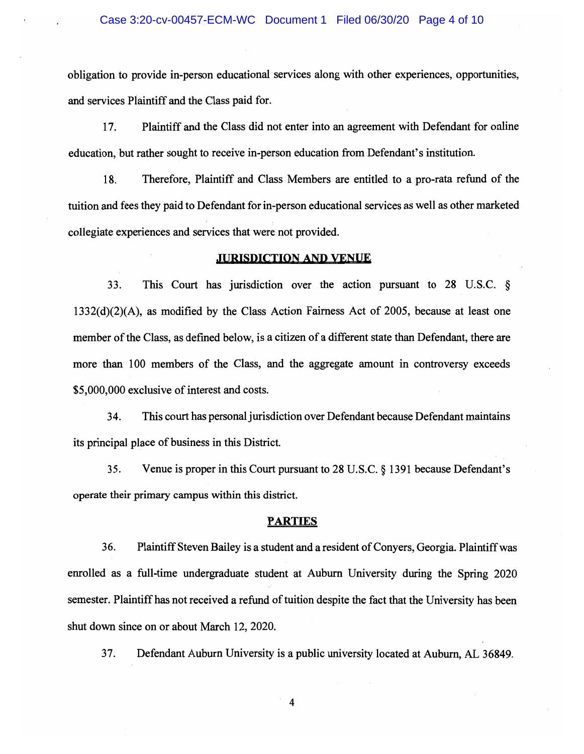obligation to provide in-person educational services along with other experiences, opportunities, and services Plaintiff and the Class paid for.

17. Plaintiff and the Class did not enter into an agreement with Defendant for online education, but rather sought to receive in-person education from Defendant's institution.

18. Therefore, Plaintiff and Class Members are entitled to a pro-rata refund of the tuition and fees they paid to Defendant for in-person educational services as well as other marketed collegiate experiences and services that were not provided.

## JURISDICTION AND VENUE

33. This Court has jurisdiction over the action pursuant to 28 U.S.C. § 1332(d)(2)(A), as modified by the Class Action Fairness Act of 2005, because at least one member of the Class, as defined below, is a citizen of a different state than Defendant, there are more than 100 members of the Class, and the aggregate amount in controversy exceeds $5,000,000 exclusive of interest and costs.

34. This court has personal jurisdiction over Defendant because Defendant maintains its principal place of business in this District.

35. Venue is proper in this Court pursuant to 28 U.S.C. § 1391 because Defendant's operate their primary campus within this district.

## PARTIES

36. Plaintiff Steven Bailey is a student and a resident of Conyers, Georgia. Plaintiff was enrolled as a full-time undergraduate student at Auburn University during the Spring 2020 semester. Plaintiff has not received a refund of tuition despite the fact that the University has been shut down since on or about March 12, 2020.

37. Defendant Auburn University is a public university located at Auburn, AL 36849.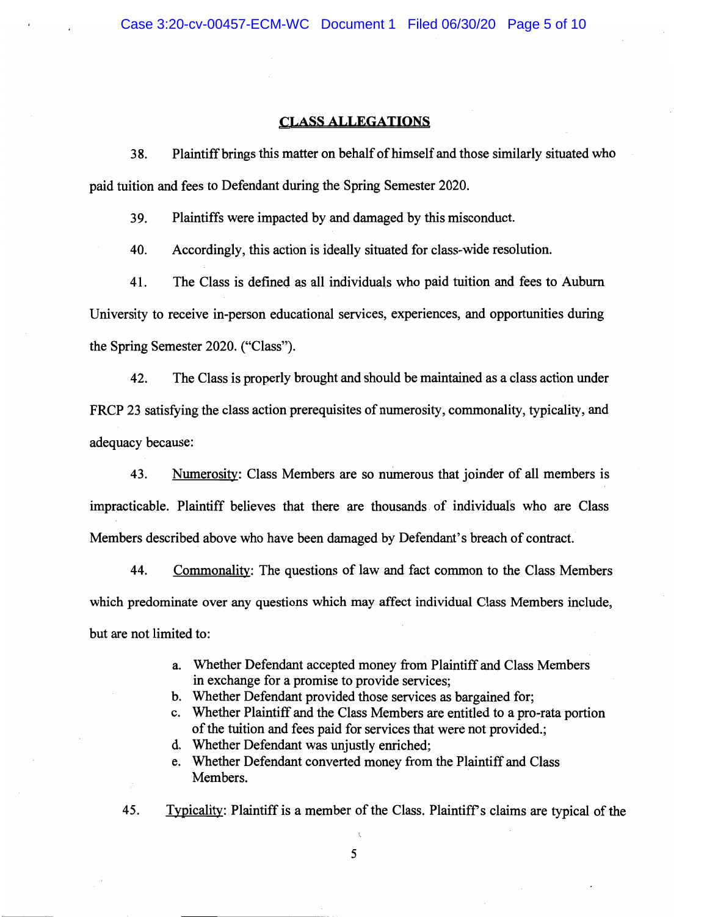## CLASS ALLEGATIONS

38. Plaintiff brings this matter on behalf of himself and those similarly situated who paid tuition and fees to Defendant during the Spring Semester 2020.

39. Plaintiffs were impacted by and damaged by this misconduct.

40. Accordingly, this action is ideally situated for class-wide resolution.

41. The Class is defined as all individuals who paid tuition and fees to Auburn University to receive in-person educational services, experiences, and opportunities during the Spring Semester 2020. ("Class").

42. The Class is properly brought and should be maintained as a class action under FRCP 23 satisfying the class action prerequisites of numerosity, commonality, typicality, and adequacy because:

43. Numerosity: Class Members are so numerous that joinder of all members is impracticable. Plaintiff believes that there are thousands of individuals who are Class Members described above who have been damaged by Defendant's breach of contract.

44. Commonality: The questions of law and fact common to the Class Members which predominate over any questions which may affect individual Class Members include, but are not limited to:

a. Whether Defendant accepted money from Plaintiff and Class Members in exchange for a promise to provide services;
b. Whether Defendant provided those services as bargained for;
c. Whether Plaintiff and the Class Members are entitled to a pro-rata portion of the tuition and fees paid for services that were not provided.;
d. Whether Defendant was unjustly enriched;
e. Whether Defendant converted money from the Plaintiff and Class Members.

45. Typicality: Plaintiff is a member of the Class. Plaintiff's claims are typical of the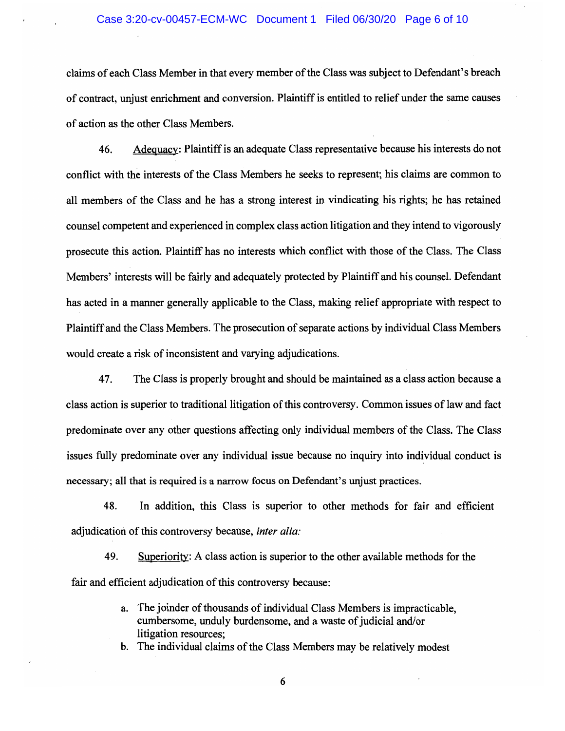claims of each Class Member in that every member of the Class was subject to Defendant's breach of contract, unjust enrichment and conversion. Plaintiff is entitled to relief under the same causes of action as the other Class Members.

46. Adequacy: Plaintiff is an adequate Class representative because his interests do not conflict with the interests of the Class Members he seeks to represent; his claims are common to all members of the Class and he has a strong interest in vindicating his rights; he has retained counsel competent and experienced in complex class action litigation and they intend to vigorously prosecute this action. Plaintiff has no interests which conflict with those of the Class. The Class Members' interests will be fairly and adequately protected by Plaintiff and his counsel. Defendant has acted in a manner generally applicable to the Class, making relief appropriate with respect to Plaintiff and the Class Members. The prosecution of separate actions by individual Class Members would create a risk of inconsistent and varying adjudications.

47. The Class is properly brought and should be maintained as a class action because a class action is superior to traditional litigation of this controversy. Common issues of law and fact predominate over any other questions affecting only individual members of the Class. The Class issues fully predominate over any individual issue because no inquiry into individual conduct is necessary; all that is required is a narrow focus on Defendant's unjust practices.

48. In addition, this Class is superior to other methods for fair and efficient adjudication of this controversy because, *inter alia:*

49. Superiority: A class action is superior to the other available methods for the fair and efficient adjudication of this controversy because:

a. The joinder of thousands of individual Class Members is impracticable, cumbersome, unduly burdensome, and a waste of judicial and/or litigation resources;
b. The individual claims of the Class Members may be relatively modest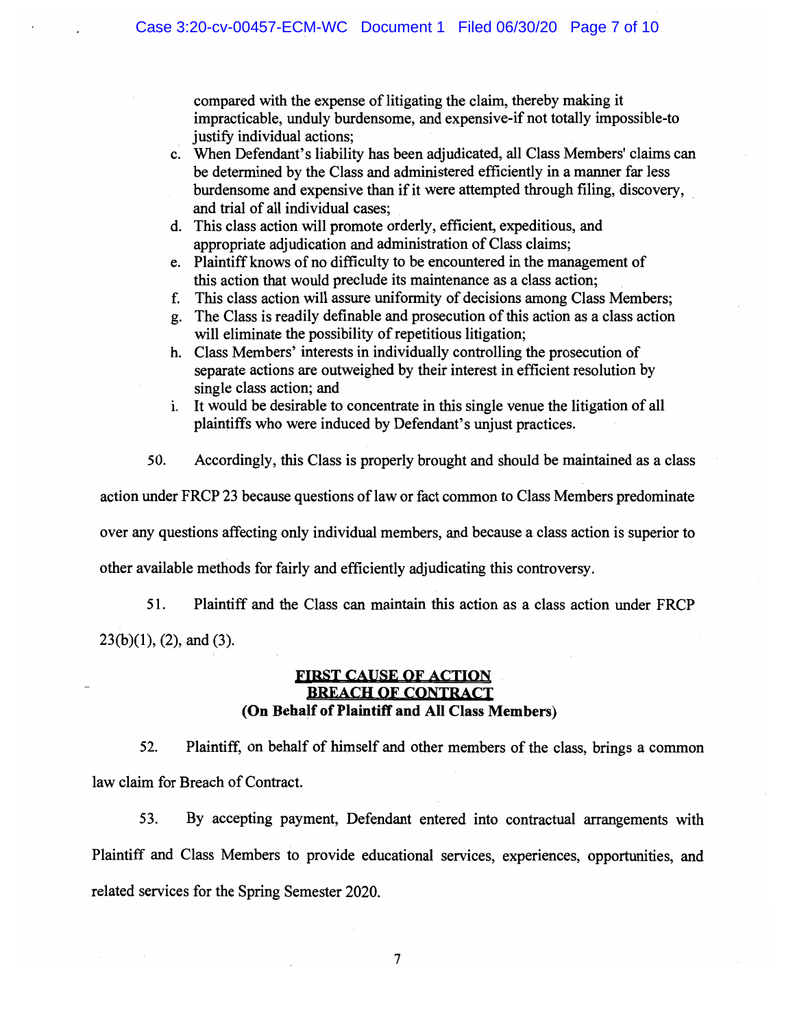compared with the expense of litigating the claim, thereby making it impracticable, unduly burdensome, and expensive-if not totally impossible-to justify individual actions;

c. When Defendant's liability has been adjudicated, all Class Members' claims can be determined by the Class and administered efficiently in a manner far less burdensome and expensive than if it were attempted through filing, discovery, and trial of all individual cases;
d. This class action will promote orderly, efficient, expeditious, and appropriate adjudication and administration of Class claims;
e. Plaintiff knows of no difficulty to be encountered in the management of this action that would preclude its maintenance as a class action;
f. This class action will assure uniformity of decisions among Class Members;
g. The Class is readily definable and prosecution of this action as a class action will eliminate the possibility of repetitious litigation;
h. Class Members' interests in individually controlling the prosecution of separate actions are outweighed by their interest in efficient resolution by single class action; and
i. It would be desirable to concentrate in this single venue the litigation of all plaintiffs who were induced by Defendant's unjust practices.

50. Accordingly, this Class is properly brought and should be maintained as a class action under FRCP 23 because questions of law or fact common to Class Members predominate over any questions affecting only individual members, and because a class action is superior to other available methods for fairly and efficiently adjudicating this controversy.

51. Plaintiff and the Class can maintain this action as a class action under FRCP 23(b)(1), (2), and (3).

## FIRST CAUSE OF ACTION
## BREACH OF CONTRACT
**(On Behalf of Plaintiff and All Class Members)**

52. Plaintiff, on behalf of himself and other members of the class, brings a common law claim for Breach of Contract.

53. By accepting payment, Defendant entered into contractual arrangements with Plaintiff and Class Members to provide educational services, experiences, opportunities, and related services for the Spring Semester 2020.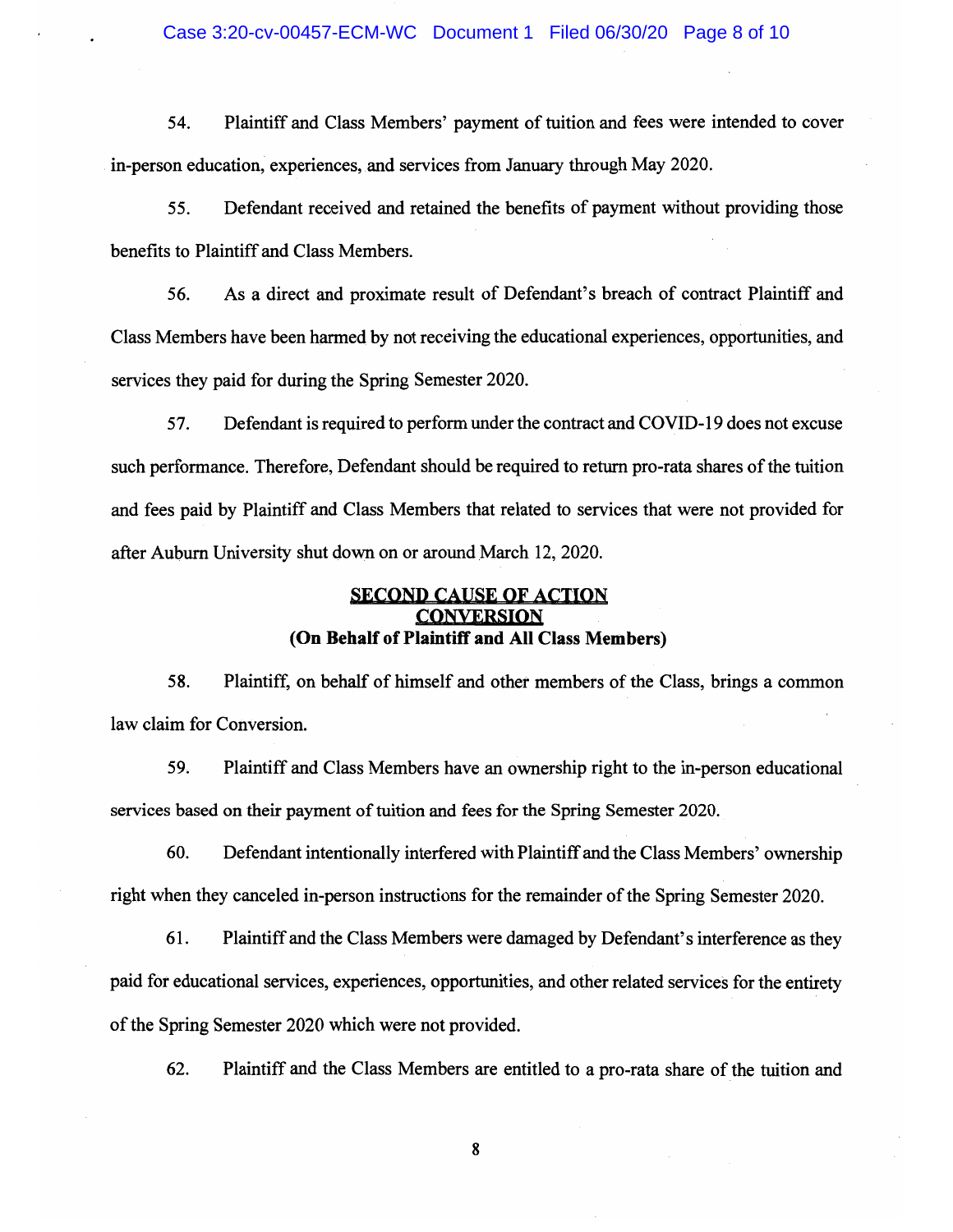54. Plaintiff and Class Members' payment of tuition and fees were intended to cover in-person education, experiences, and services from January through May 2020.

55. Defendant received and retained the benefits of payment without providing those benefits to Plaintiff and Class Members.

56. As a direct and proximate result of Defendant's breach of contract Plaintiff and Class Members have been harmed by not receiving the educational experiences, opportunities, and services they paid for during the Spring Semester 2020.

57. Defendant is required to perform under the contract and COVID-19 does not excuse such performance. Therefore, Defendant should be required to return pro-rata shares of the tuition and fees paid by Plaintiff and Class Members that related to services that were not provided for after Auburn University shut down on or around March 12, 2020.

## SECOND CAUSE OF ACTION
## CONVERSION
### (On Behalf of Plaintiff and All Class Members)

58. Plaintiff, on behalf of himself and other members of the Class, brings a common law claim for Conversion.

59. Plaintiff and Class Members have an ownership right to the in-person educational services based on their payment of tuition and fees for the Spring Semester 2020.

60. Defendant intentionally interfered with Plaintiff and the Class Members' ownership right when they canceled in-person instructions for the remainder of the Spring Semester 2020.

61. Plaintiff and the Class Members were damaged by Defendant's interference as they paid for educational services, experiences, opportunities, and other related services for the entirety of the Spring Semester 2020 which were not provided.

62. Plaintiff and the Class Members are entitled to a pro-rata share of the tuition and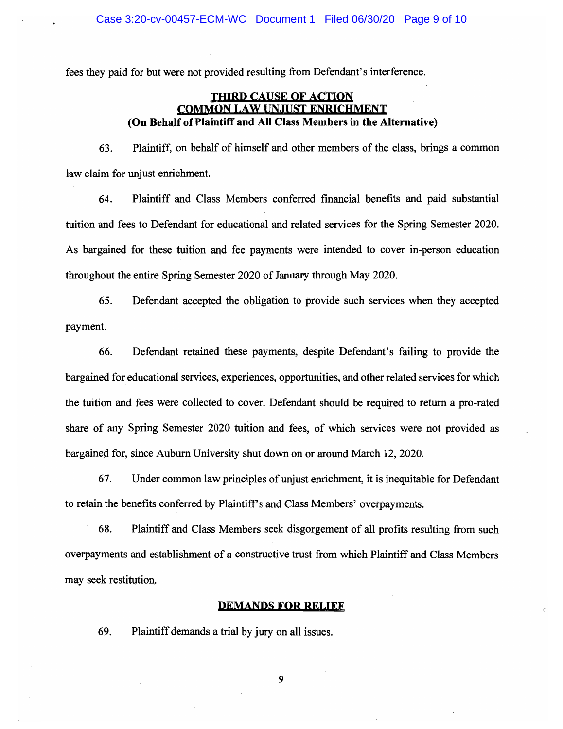fees they paid for but were not provided resulting from Defendant's interference.

## THIRD CAUSE OF ACTION
## COMMON LAW UNJUST ENRICHMENT
**(On Behalf of Plaintiff and All Class Members in the Alternative)**

63. Plaintiff, on behalf of himself and other members of the class, brings a common law claim for unjust enrichment.

64. Plaintiff and Class Members conferred financial benefits and paid substantial tuition and fees to Defendant for educational and related services for the Spring Semester 2020. As bargained for these tuition and fee payments were intended to cover in-person education throughout the entire Spring Semester 2020 of January through May 2020.

65. Defendant accepted the obligation to provide such services when they accepted payment.

66. Defendant retained these payments, despite Defendant's failing to provide the bargained for educational services, experiences, opportunities, and other related services for which the tuition and fees were collected to cover. Defendant should be required to return a pro-rated share of any Spring Semester 2020 tuition and fees, of which services were not provided as bargained for, since Auburn University shut down on or around March 12, 2020.

67. Under common law principles of unjust enrichment, it is inequitable for Defendant to retain the benefits conferred by Plaintiff's and Class Members' overpayments.

68. Plaintiff and Class Members seek disgorgement of all profits resulting from such overpayments and establishment of a constructive trust from which Plaintiff and Class Members may seek restitution.

## DEMANDS FOR RELIEF

69. Plaintiff demands a trial by jury on all issues.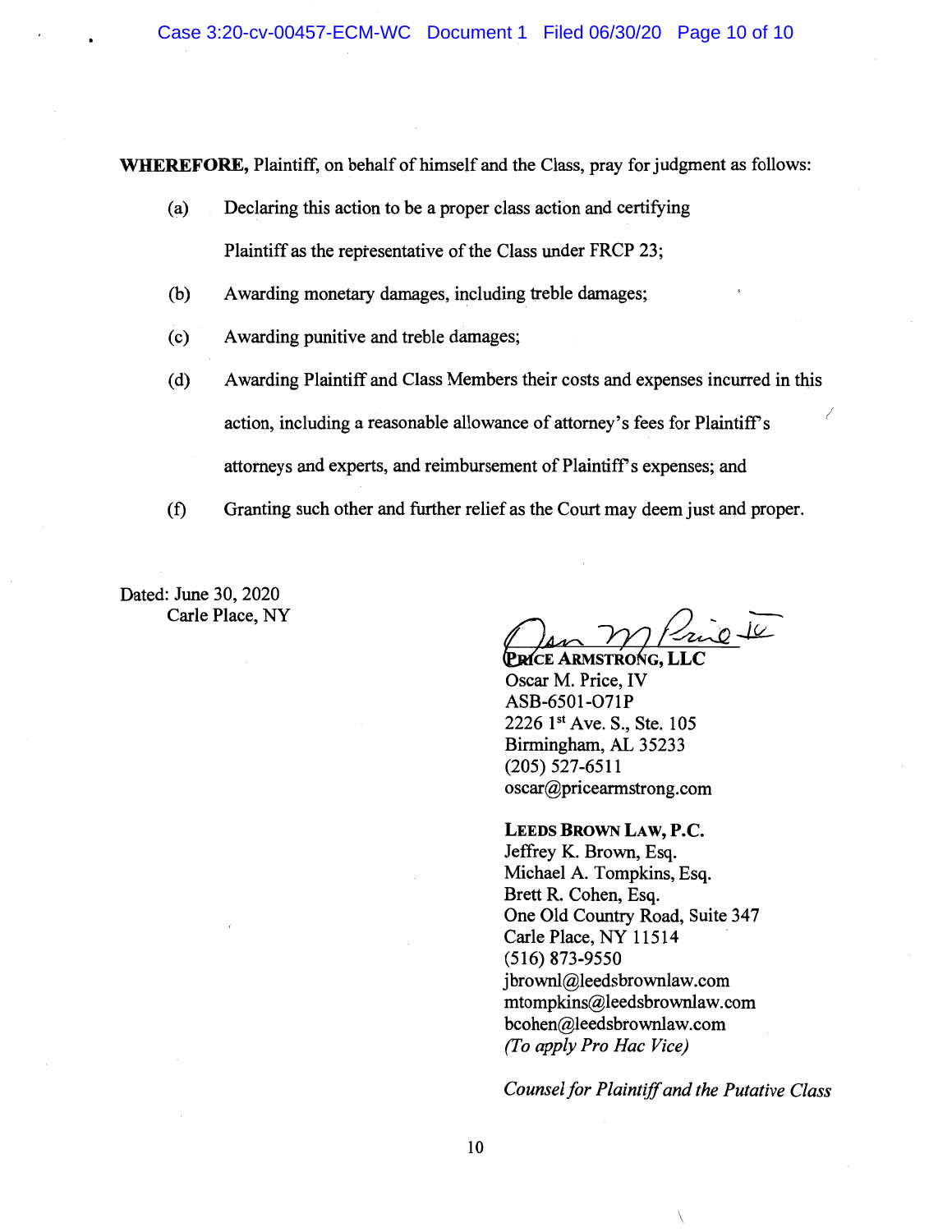**WHEREFORE,** Plaintiff, on behalf of himself and the Class, pray for judgment as follows:

(a) Declaring this action to be a proper class action and certifying Plaintiff as the representative of the Class under FRCP 23;

(b) Awarding monetary damages, including treble damages;

(c) Awarding punitive and treble damages;

(d) Awarding Plaintiff and Class Members their costs and expenses incurred in this action, including a reasonable allowance of attorney's fees for Plaintiff's attorneys and experts, and reimbursement of Plaintiff's expenses; and

(f) Granting such other and further relief as the Court may deem just and proper.

Dated: June 30, 2020
Carle Place, NY

**PRICE ARMSTRONG, LLC**
Oscar M. Price, IV
ASB-6501-O71P
2226 1st Ave. S., Ste. 105
Birmingham, AL 35233
(205) 527-6511
oscar@pricearmstrong.com

**LEEDS BROWN LAW, P.C.**
Jeffrey K. Brown, Esq.
Michael A. Tompkins, Esq.
Brett R. Cohen, Esq.
One Old Country Road, Suite 347
Carle Place, NY 11514
(516) 873-9550
jbrownl@leedsbrownlaw.com
mtompkins@leedsbrownlaw.com
bcohen@leedsbrownlaw.com
*(To apply Pro Hac Vice)*

*Counsel for Plaintiff and the Putative Class*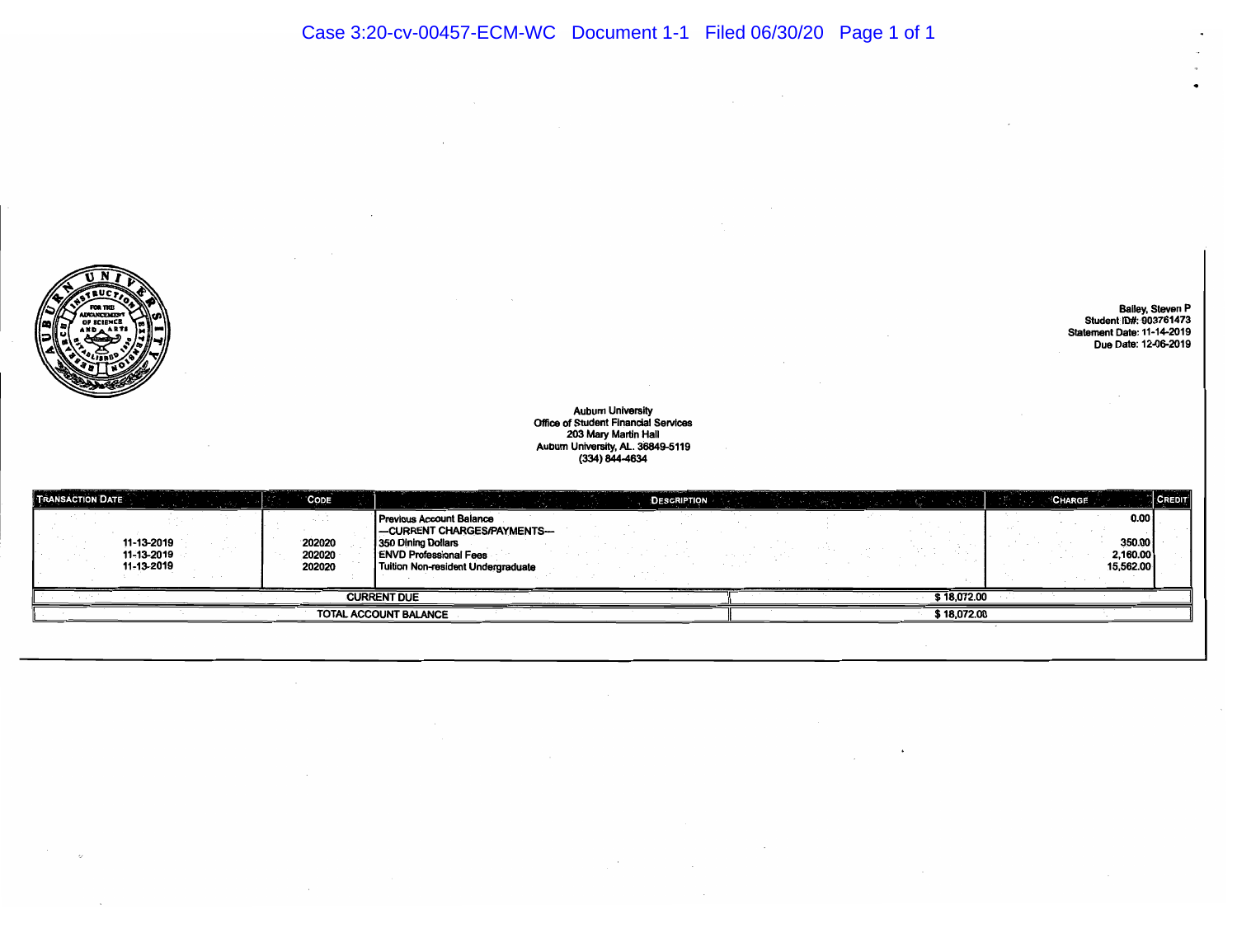Bailey, Steven P
Student ID#: 903761473
Statement Date: 11-14-2019
Due Date: 12-06-2019

Auburn University
Office of Student Financial Services
203 Mary Martin Hall
Auburn University, AL. 36849-5119
(334) 844-4634

| TRANSACTION DATE | CODE | DESCRIPTION | CHARGE | CREDIT |
| --- | --- | --- | --- | --- |
| | | Previous Account Balance | 0.00 | |
| | | ---CURRENT CHARGES/PAYMENTS--- | | |
| 11-13-2019 | 202020 | 350 Dining Dollars | 350.00 | |
| 11-13-2019 | 202020 | ENVD Professional Fees | 2,160.00 | |
| 11-13-2019 | 202020 | Tuition Non-resident Undergraduate | 15,562.00 | |
| CURRENT DUE | | | $ 18,072.00 | |
| TOTAL ACCOUNT BALANCE | | | $ 18,072.00 | |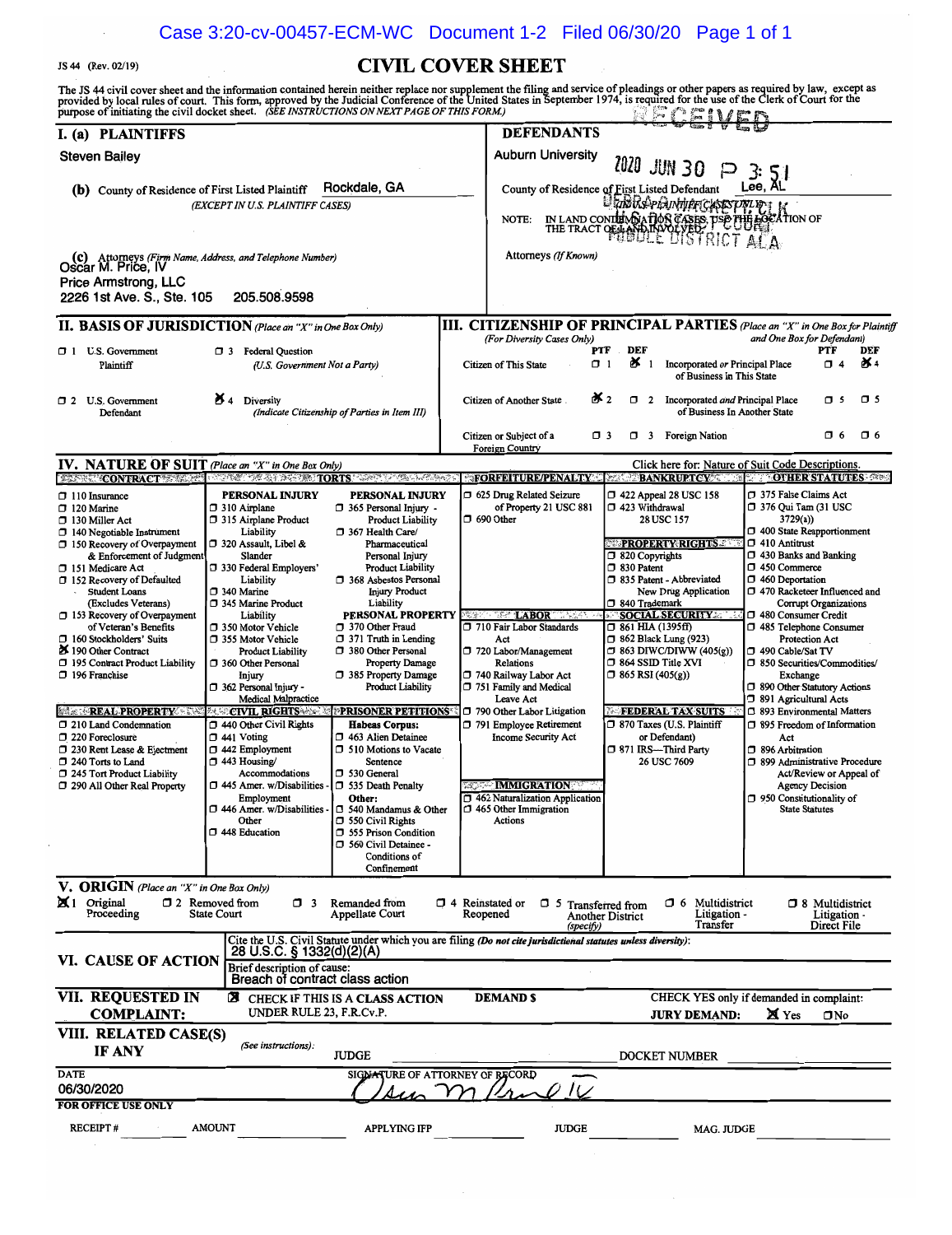JS 44 (Rev. 02/19)

# CIVIL COVER SHEET

The JS 44 civil cover sheet and the information contained herein neither replace nor supplement the filing and service of pleadings or other papers as required by law, except as provided by local rules of court. This form, approved by the Judicial Conference of the United States in September 1974, is required for the use of the Clerk of Court for the purpose of initiating the civil docket sheet. *(SEE INSTRUCTIONS ON NEXT PAGE OF THIS FORM.)*

RECEIVED

2020 JUN 30 P 3:51

U.S. DISTRICT COURT
MIDDLE DISTRICT ALA

## I. (a) PLAINTIFFS

Steven Bailey

**(b)** County of Residence of First Listed Plaintiff: Rockdale, GA
*(EXCEPT IN U.S. PLAINTIFF CASES)*

**(c)** Attorneys *(Firm Name, Address, and Telephone Number)*
Oscar M. Price, IV
Price Armstrong, LLC
2226 1st Ave. S., Ste. 105 205.508.9598

## DEFENDANTS

Auburn University

County of Residence of First Listed Defendant: Lee, AL
*(IN U.S. PLAINTIFF CASES ONLY)*

NOTE: IN LAND CONDEMNATION CASES, USE THE LOCATION OF THE TRACT OF LAND INVOLVED.

Attorneys *(If Known)*

## II. BASIS OF JURISDICTION *(Place an "X" in One Box Only)*

- ☐ 1 U.S. Government Plaintiff
- ☐ 3 Federal Question *(U.S. Government Not a Party)*
- ☐ 2 U.S. Government Defendant
- ☒ 4 Diversity *(Indicate Citizenship of Parties in Item III)*

## III. CITIZENSHIP OF PRINCIPAL PARTIES *(Place an "X" in One Box for Plaintiff and One Box for Defendant)* *(For Diversity Cases Only)*

| | PTF | DEF | | PTF | DEF |
|---|---|---|---|---|---|
| Citizen of This State | ☐ 1 | ☒ 1 | Incorporated *or* Principal Place of Business In This State | ☐ 4 | ☒ 4 |
| Citizen of Another State | ☒ 2 | ☐ 2 | Incorporated *and* Principal Place of Business In Another State | ☐ 5 | ☐ 5 |
| Citizen or Subject of a Foreign Country | ☐ 3 | ☐ 3 | Foreign Nation | ☐ 6 | ☐ 6 |

## IV. NATURE OF SUIT *(Place an "X" in One Box Only)*

Click here for: Nature of Suit Code Descriptions.

**CONTRACT**
- ☐ 110 Insurance
- ☐ 120 Marine
- ☐ 130 Miller Act
- ☐ 140 Negotiable Instrument
- ☐ 150 Recovery of Overpayment & Enforcement of Judgment
- ☐ 151 Medicare Act
- ☐ 152 Recovery of Defaulted Student Loans (Excludes Veterans)
- ☐ 153 Recovery of Overpayment of Veteran's Benefits
- ☐ 160 Stockholders' Suits
- ☒ 190 Other Contract
- ☐ 195 Contract Product Liability
- ☐ 196 Franchise

**REAL PROPERTY**
- ☐ 210 Land Condemnation
- ☐ 220 Foreclosure
- ☐ 230 Rent Lease & Ejectment
- ☐ 240 Torts to Land
- ☐ 245 Tort Product Liability
- ☐ 290 All Other Real Property

**TORTS — PERSONAL INJURY**
- ☐ 310 Airplane
- ☐ 315 Airplane Product Liability
- ☐ 320 Assault, Libel & Slander
- ☐ 330 Federal Employers' Liability
- ☐ 340 Marine
- ☐ 345 Marine Product Liability
- ☐ 350 Motor Vehicle
- ☐ 355 Motor Vehicle Product Liability
- ☐ 360 Other Personal Injury
- ☐ 362 Personal Injury - Medical Malpractice

**TORTS — PERSONAL INJURY**
- ☐ 365 Personal Injury - Product Liability
- ☐ 367 Health Care/ Pharmaceutical Personal Injury Product Liability
- ☐ 368 Asbestos Personal Injury Product Liability

**PERSONAL PROPERTY**
- ☐ 370 Other Fraud
- ☐ 371 Truth in Lending
- ☐ 380 Other Personal Property Damage
- ☐ 385 Property Damage Product Liability

**CIVIL RIGHTS**
- ☐ 440 Other Civil Rights
- ☐ 441 Voting
- ☐ 442 Employment
- ☐ 443 Housing/ Accommodations
- ☐ 445 Amer. w/Disabilities - Employment
- ☐ 446 Amer. w/Disabilities - Other
- ☐ 448 Education

**PRISONER PETITIONS**

Habeas Corpus:
- ☐ 463 Alien Detainee
- ☐ 510 Motions to Vacate Sentence
- ☐ 530 General
- ☐ 535 Death Penalty

Other:
- ☐ 540 Mandamus & Other
- ☐ 550 Civil Rights
- ☐ 555 Prison Condition
- ☐ 560 Civil Detainee - Conditions of Confinement

**FORFEITURE/PENALTY**
- ☐ 625 Drug Related Seizure of Property 21 USC 881
- ☐ 690 Other

**LABOR**
- ☐ 710 Fair Labor Standards Act
- ☐ 720 Labor/Management Relations
- ☐ 740 Railway Labor Act
- ☐ 751 Family and Medical Leave Act
- ☐ 790 Other Labor Litigation
- ☐ 791 Employee Retirement Income Security Act

**IMMIGRATION**
- ☐ 462 Naturalization Application
- ☐ 465 Other Immigration Actions

**BANKRUPTCY**
- ☐ 422 Appeal 28 USC 158
- ☐ 423 Withdrawal 28 USC 157

**PROPERTY RIGHTS**
- ☐ 820 Copyrights
- ☐ 830 Patent
- ☐ 835 Patent - Abbreviated New Drug Application
- ☐ 840 Trademark

**SOCIAL SECURITY**
- ☐ 861 HIA (1395ff)
- ☐ 862 Black Lung (923)
- ☐ 863 DIWC/DIWW (405(g))
- ☐ 864 SSID Title XVI
- ☐ 865 RSI (405(g))

**FEDERAL TAX SUITS**
- ☐ 870 Taxes (U.S. Plaintiff or Defendant)
- ☐ 871 IRS—Third Party 26 USC 7609

**OTHER STATUTES**
- ☐ 375 False Claims Act
- ☐ 376 Qui Tam (31 USC 3729(a))
- ☐ 400 State Reapportionment
- ☐ 410 Antitrust
- ☐ 430 Banks and Banking
- ☐ 450 Commerce
- ☐ 460 Deportation
- ☐ 470 Racketeer Influenced and Corrupt Organizations
- ☐ 480 Consumer Credit
- ☐ 485 Telephone Consumer Protection Act
- ☐ 490 Cable/Sat TV
- ☐ 850 Securities/Commodities/ Exchange
- ☐ 890 Other Statutory Actions
- ☐ 891 Agricultural Acts
- ☐ 893 Environmental Matters
- ☐ 895 Freedom of Information Act
- ☐ 896 Arbitration
- ☐ 899 Administrative Procedure Act/Review or Appeal of Agency Decision
- ☐ 950 Constitutionality of State Statutes

## V. ORIGIN *(Place an "X" in One Box Only)*

- ☒ 1 Original Proceeding
- ☐ 2 Removed from State Court
- ☐ 3 Remanded from Appellate Court
- ☐ 4 Reinstated or Reopened
- ☐ 5 Transferred from Another District *(specify)*
- ☐ 6 Multidistrict Litigation - Transfer
- ☐ 8 Multidistrict Litigation - Direct File

## VI. CAUSE OF ACTION

Cite the U.S. Civil Statute under which you are filing *(Do not cite jurisdictional statutes unless diversity)*:
28 U.S.C. § 1332(d)(2)(A)

Brief description of cause:
Breach of contract class action

## VII. REQUESTED IN COMPLAINT:

☒ CHECK IF THIS IS A CLASS ACTION UNDER RULE 23, F.R.Cv.P.

DEMAND $

CHECK YES only if demanded in complaint:
JURY DEMAND: ☒ Yes ☐ No

## VIII. RELATED CASE(S) IF ANY

*(See instructions)*: JUDGE DOCKET NUMBER

DATE: 06/30/2020

SIGNATURE OF ATTORNEY OF RECORD: [signature] Oscar M. Price IV

**FOR OFFICE USE ONLY**

RECEIPT # AMOUNT APPLYING IFP JUDGE MAG. JUDGE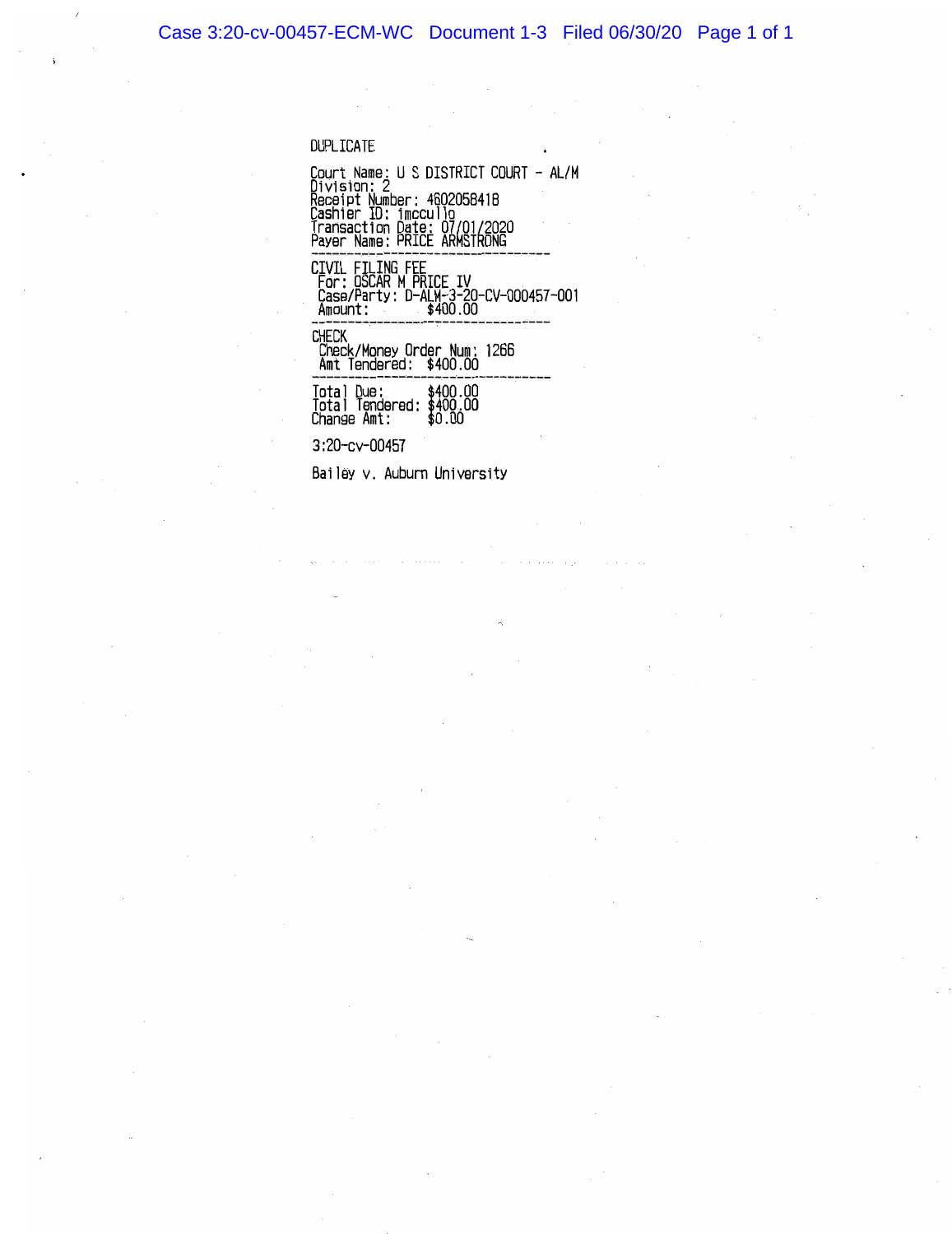DUPLICATE

Court Name: U S DISTRICT COURT - AL/M
Division: 2
Receipt Number: 4602058418
Cashier ID: lmccullo
Transaction Date: 07/01/2020
Payer Name: PRICE ARMSTRONG

---

CIVIL FILING FEE
For: OSCAR M PRICE IV
Case/Party: D-ALM-3-20-CV-000457-001
Amount: $400.00

---

CHECK
Check/Money Order Num: 1266
Amt Tendered: $400.00

---

Total Due: $400.00
Total Tendered: $400.00
Change Amt: $0.00

3:20-cv-00457

Bailey v. Auburn University